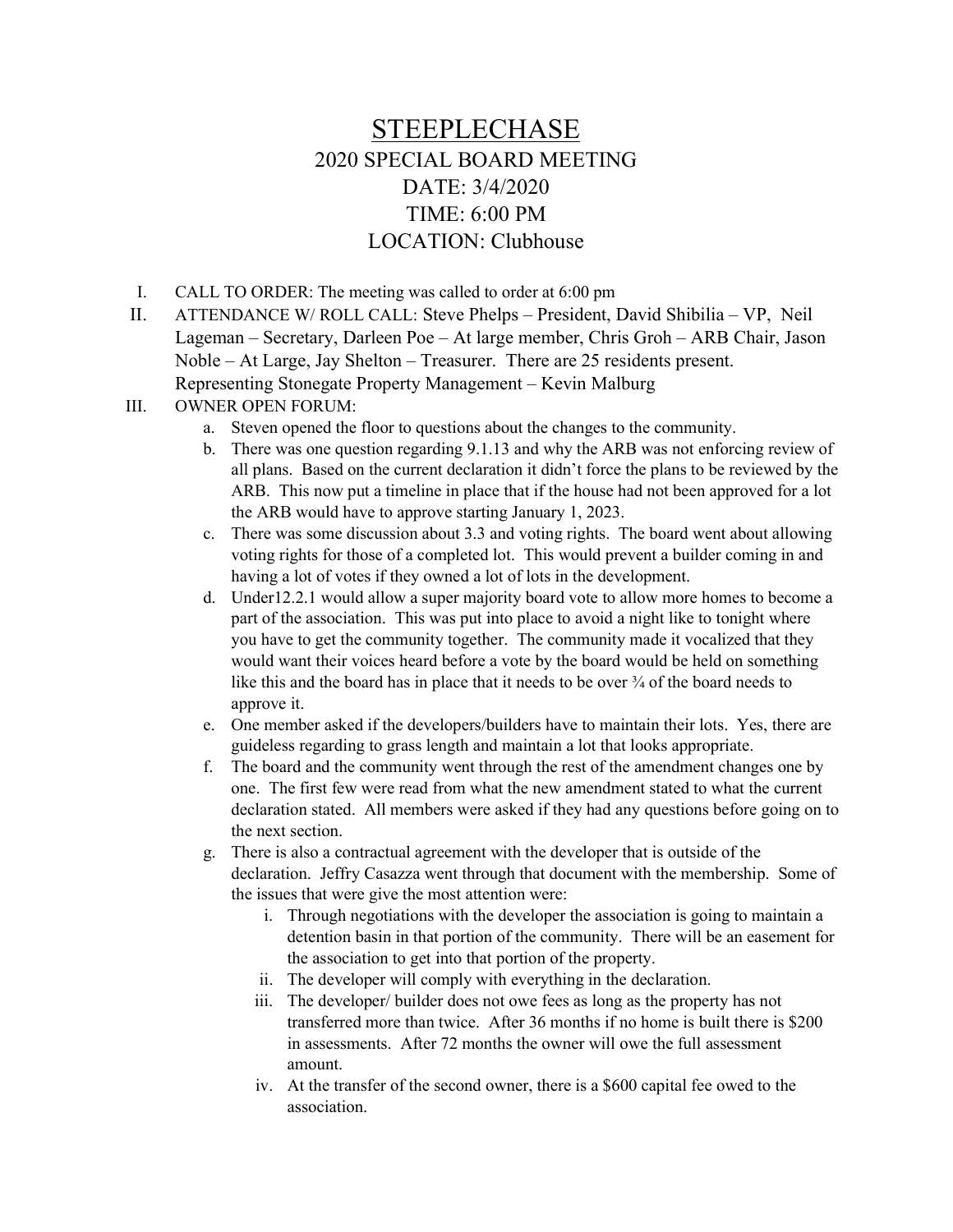# STEEPLECHASE

## 2020 SPECIAL BOARD MEETING

## DATE: 3/4/2020

## TIME: 6:00 PM

## LOCATION: Clubhouse

I. CALL TO ORDER: The meeting was called to order at 6:00 pm

II. ATTENDANCE W/ ROLL CALL: Steve Phelps – President, David Shibilia – VP, Neil Lageman – Secretary, Darleen Poe – At large member, Chris Groh – ARB Chair, Jason Noble – At Large, Jay Shelton – Treasurer. There are 25 residents present. Representing Stonegate Property Management – Kevin Malburg

III. OWNER OPEN FORUM:

   a. Steven opened the floor to questions about the changes to the community.

   b. There was one question regarding 9.1.13 and why the ARB was not enforcing review of all plans. Based on the current declaration it didn't force the plans to be reviewed by the ARB. This now put a timeline in place that if the house had not been approved for a lot the ARB would have to approve starting January 1, 2023.

   c. There was some discussion about 3.3 and voting rights. The board went about allowing voting rights for those of a completed lot. This would prevent a builder coming in and having a lot of votes if they owned a lot of lots in the development.

   d. Under12.2.1 would allow a super majority board vote to allow more homes to become a part of the association. This was put into place to avoid a night like to tonight where you have to get the community together. The community made it vocalized that they would want their voices heard before a vote by the board would be held on something like this and the board has in place that it needs to be over ¾ of the board needs to approve it.

   e. One member asked if the developers/builders have to maintain their lots. Yes, there are guideless regarding to grass length and maintain a lot that looks appropriate.

   f. The board and the community went through the rest of the amendment changes one by one. The first few were read from what the new amendment stated to what the current declaration stated. All members were asked if they had any questions before going on to the next section.

   g. There is also a contractual agreement with the developer that is outside of the declaration. Jeffry Casazza went through that document with the membership. Some of the issues that were give the most attention were:

      i. Through negotiations with the developer the association is going to maintain a detention basin in that portion of the community. There will be an easement for the association to get into that portion of the property.

      ii. The developer will comply with everything in the declaration.

      iii. The developer/ builder does not owe fees as long as the property has not transferred more than twice. After 36 months if no home is built there is $200 in assessments. After 72 months the owner will owe the full assessment amount.

      iv. At the transfer of the second owner, there is a $600 capital fee owed to the association.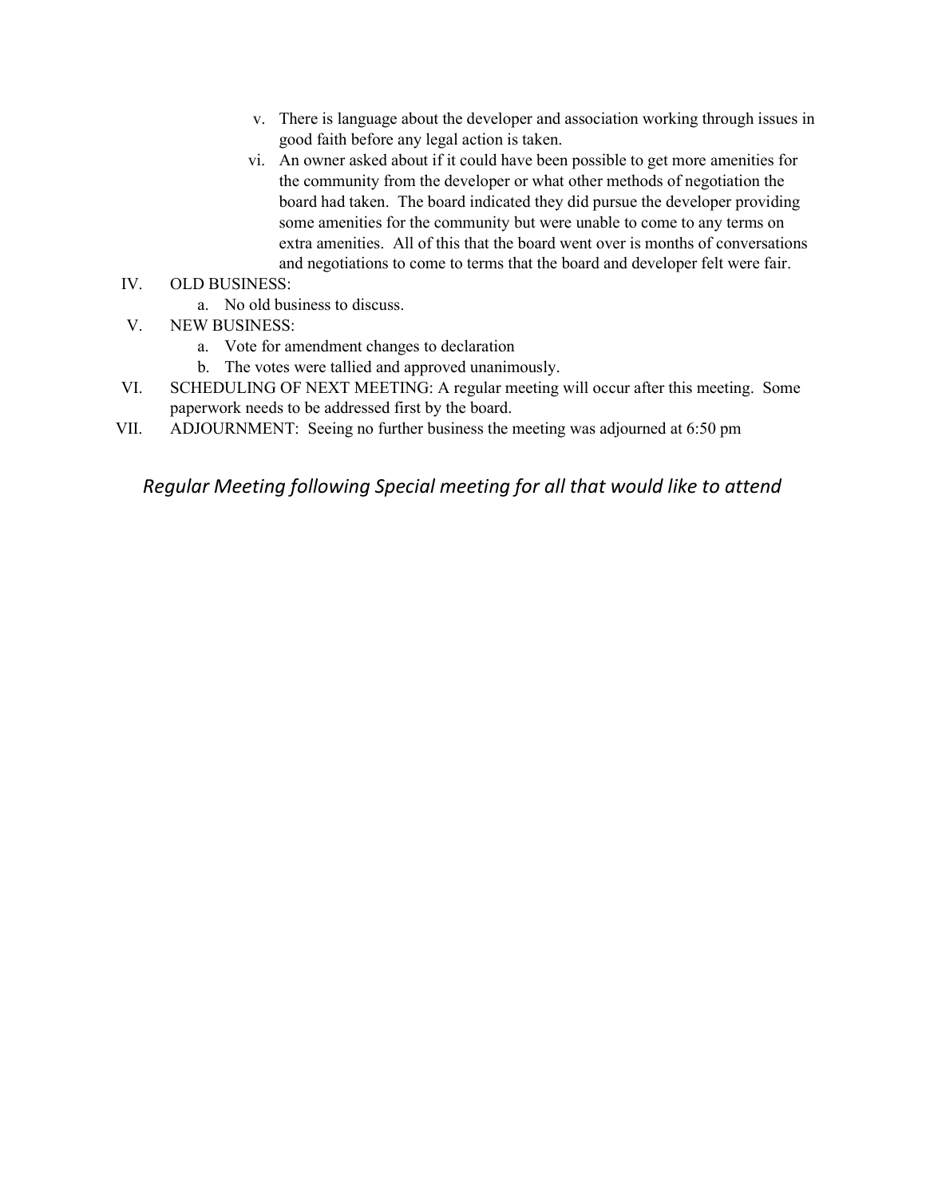v. There is language about the developer and association working through issues in good faith before any legal action is taken.

vi. An owner asked about if it could have been possible to get more amenities for the community from the developer or what other methods of negotiation the board had taken. The board indicated they did pursue the developer providing some amenities for the community but were unable to come to any terms on extra amenities. All of this that the board went over is months of conversations and negotiations to come to terms that the board and developer felt were fair.

IV. OLD BUSINESS:
   a. No old business to discuss.

V. NEW BUSINESS:
   a. Vote for amendment changes to declaration
   b. The votes were tallied and approved unanimously.

VI. SCHEDULING OF NEXT MEETING: A regular meeting will occur after this meeting. Some paperwork needs to be addressed first by the board.

VII. ADJOURNMENT: Seeing no further business the meeting was adjourned at 6:50 pm

*Regular Meeting following Special meeting for all that would like to attend*